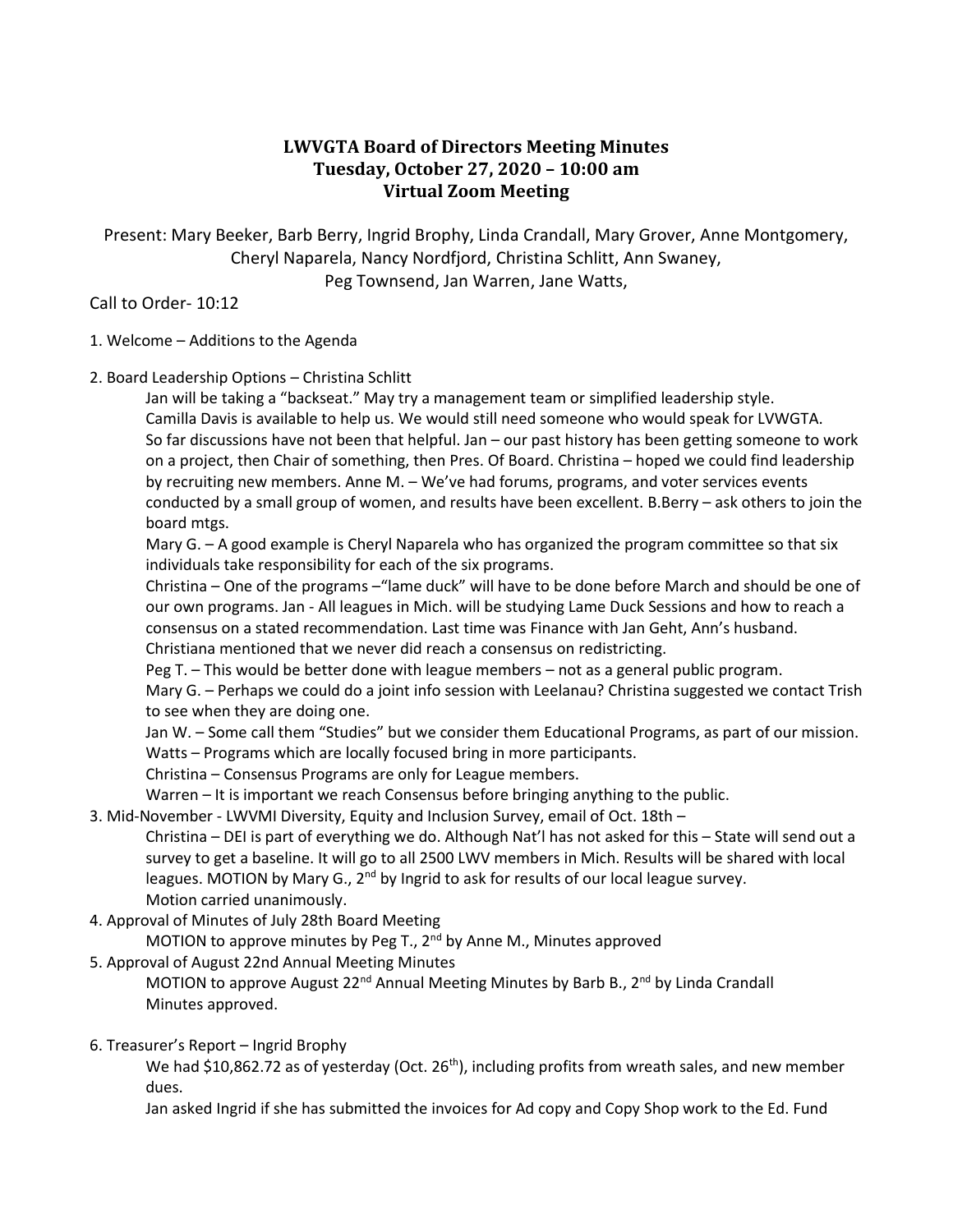# LWVGTA Board of Directors Meeting Minutes
## Tuesday, October 27, 2020 – 10:00 am
## Virtual Zoom Meeting

Present: Mary Beeker, Barb Berry, Ingrid Brophy, Linda Crandall, Mary Grover, Anne Montgomery, Cheryl Naparela, Nancy Nordfjord, Christina Schlitt, Ann Swaney, Peg Townsend, Jan Warren, Jane Watts,

Call to Order- 10:12

1. Welcome – Additions to the Agenda

2. Board Leadership Options – Christina Schlitt

   Jan will be taking a "backseat." May try a management team or simplified leadership style. Camilla Davis is available to help us. We would still need someone who would speak for LVWGTA. So far discussions have not been that helpful. Jan – our past history has been getting someone to work on a project, then Chair of something, then Pres. Of Board. Christina – hoped we could find leadership by recruiting new members. Anne M. – We've had forums, programs, and voter services events conducted by a small group of women, and results have been excellent. B.Berry – ask others to join the board mtgs.

   Mary G. – A good example is Cheryl Naparela who has organized the program committee so that six individuals take responsibility for each of the six programs.

   Christina – One of the programs –"lame duck" will have to be done before March and should be one of our own programs. Jan - All leagues in Mich. will be studying Lame Duck Sessions and how to reach a consensus on a stated recommendation. Last time was Finance with Jan Geht, Ann's husband. Christiana mentioned that we never did reach a consensus on redistricting.

   Peg T. – This would be better done with league members – not as a general public program.

   Mary G. – Perhaps we could do a joint info session with Leelanau? Christina suggested we contact Trish to see when they are doing one.

   Jan W. – Some call them "Studies" but we consider them Educational Programs, as part of our mission.

   Watts – Programs which are locally focused bring in more participants.

   Christina – Consensus Programs are only for League members.

   Warren – It is important we reach Consensus before bringing anything to the public.

3. Mid-November - LWVMI Diversity, Equity and Inclusion Survey, email of Oct. 18th –

   Christina – DEI is part of everything we do. Although Nat'l has not asked for this – State will send out a survey to get a baseline. It will go to all 2500 LWV members in Mich. Results will be shared with local leagues. MOTION by Mary G., 2nd by Ingrid to ask for results of our local league survey. Motion carried unanimously.

4. Approval of Minutes of July 28th Board Meeting

   MOTION to approve minutes by Peg T., 2nd by Anne M., Minutes approved

5. Approval of August 22nd Annual Meeting Minutes

   MOTION to approve August 22nd Annual Meeting Minutes by Barb B., 2nd by Linda Crandall Minutes approved.

6. Treasurer's Report – Ingrid Brophy

   We had $10,862.72 as of yesterday (Oct. 26th), including profits from wreath sales, and new member dues.

   Jan asked Ingrid if she has submitted the invoices for Ad copy and Copy Shop work to the Ed. Fund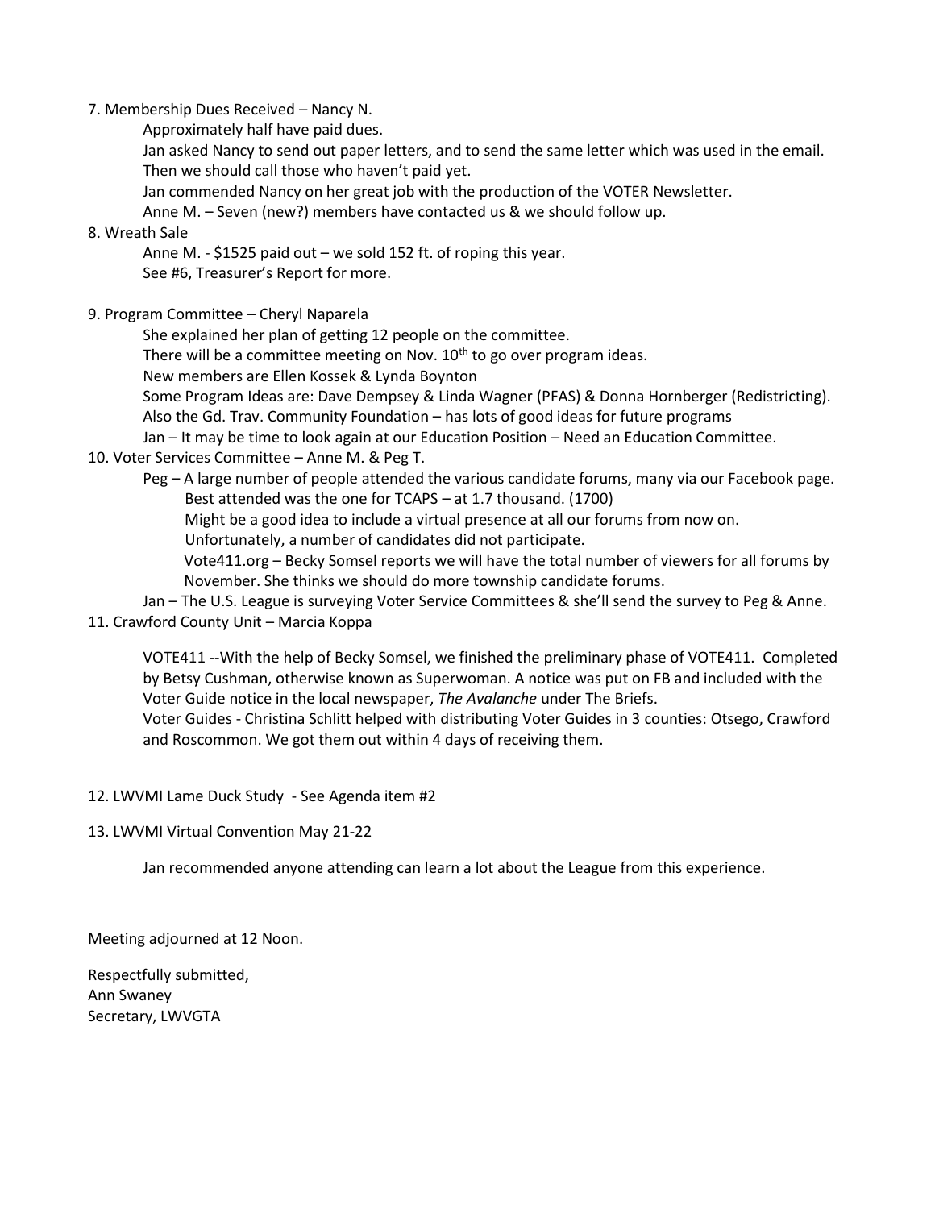7. Membership Dues Received – Nancy N.

Approximately half have paid dues.

Jan asked Nancy to send out paper letters, and to send the same letter which was used in the email. Then we should call those who haven't paid yet.

Jan commended Nancy on her great job with the production of the VOTER Newsletter.

Anne M. – Seven (new?) members have contacted us & we should follow up.

8. Wreath Sale

Anne M. - $1525 paid out – we sold 152 ft. of roping this year.

See #6, Treasurer's Report for more.

9. Program Committee – Cheryl Naparela

She explained her plan of getting 12 people on the committee.

There will be a committee meeting on Nov. 10th to go over program ideas.

New members are Ellen Kossek & Lynda Boynton

Some Program Ideas are: Dave Dempsey & Linda Wagner (PFAS) & Donna Hornberger (Redistricting).

Also the Gd. Trav. Community Foundation – has lots of good ideas for future programs

Jan – It may be time to look again at our Education Position – Need an Education Committee.

10. Voter Services Committee – Anne M. & Peg T.

Peg – A large number of people attended the various candidate forums, many via our Facebook page.

Best attended was the one for TCAPS – at 1.7 thousand. (1700)

Might be a good idea to include a virtual presence at all our forums from now on.

Unfortunately, a number of candidates did not participate.

Vote411.org – Becky Somsel reports we will have the total number of viewers for all forums by November. She thinks we should do more township candidate forums.

Jan – The U.S. League is surveying Voter Service Committees & she'll send the survey to Peg & Anne.

11. Crawford County Unit – Marcia Koppa

VOTE411 --With the help of Becky Somsel, we finished the preliminary phase of VOTE411. Completed by Betsy Cushman, otherwise known as Superwoman. A notice was put on FB and included with the Voter Guide notice in the local newspaper, *The Avalanche* under The Briefs.

Voter Guides - Christina Schlitt helped with distributing Voter Guides in 3 counties: Otsego, Crawford and Roscommon. We got them out within 4 days of receiving them.

12. LWVMI Lame Duck Study - See Agenda item #2

13. LWVMI Virtual Convention May 21-22

Jan recommended anyone attending can learn a lot about the League from this experience.

Meeting adjourned at 12 Noon.

Respectfully submitted,
Ann Swaney
Secretary, LWVGTA